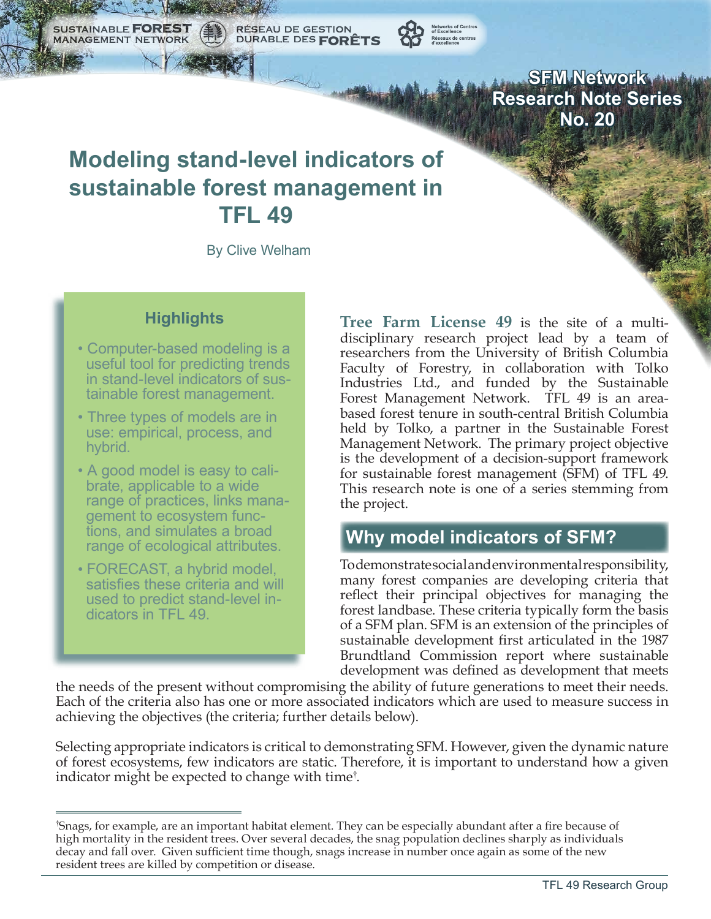SUSTAINABLE FOREST MANAGEMENT NETWORK | RÉSEAU DE GESTION DURABLE DES FORÊTS

**SFM Network Research Note Series No. 20**

# Modeling stand-level indicators of sustainable forest management in TFL 49

By Clive Welham

### Highlights

- Computer-based modeling is a useful tool for predicting trends in stand-level indicators of sustainable forest management.
- Three types of models are in use: empirical, process, and hybrid.
- A good model is easy to calibrate, applicable to a wide range of practices, links management to ecosystem functions, and simulates a broad range of ecological attributes.
- FORECAST, a hybrid model, satisfies these criteria and will used to predict stand-level indicators in TFL 49.

**Tree Farm License 49** is the site of a multi-disciplinary research project lead by a team of researchers from the University of British Columbia Faculty of Forestry, in collaboration with Tolko Industries Ltd., and funded by the Sustainable Forest Management Network. TFL 49 is an area-based forest tenure in south-central British Columbia held by Tolko, a partner in the Sustainable Forest Management Network. The primary project objective is the development of a decision-support framework for sustainable forest management (SFM) of TFL 49. This research note is one of a series stemming from the project.

## Why model indicators of SFM?

To demonstrate social and environmental responsibility, many forest companies are developing criteria that reflect their principal objectives for managing the forest landbase. These criteria typically form the basis of a SFM plan. SFM is an extension of the principles of sustainable development first articulated in the 1987 Brundtland Commission report where sustainable development was defined as development that meets the needs of the present without compromising the ability of future generations to meet their needs. Each of the criteria also has one or more associated indicators which are used to measure success in achieving the objectives (the criteria; further details below).

Selecting appropriate indicators is critical to demonstrating SFM. However, given the dynamic nature of forest ecosystems, few indicators are static. Therefore, it is important to understand how a given indicator might be expected to change with time[†].

[†]Snags, for example, are an important habitat element. They can be especially abundant after a fire because of high mortality in the resident trees. Over several decades, the snag population declines sharply as individuals decay and fall over. Given sufficient time though, snags increase in number once again as some of the new resident trees are killed by competition or disease.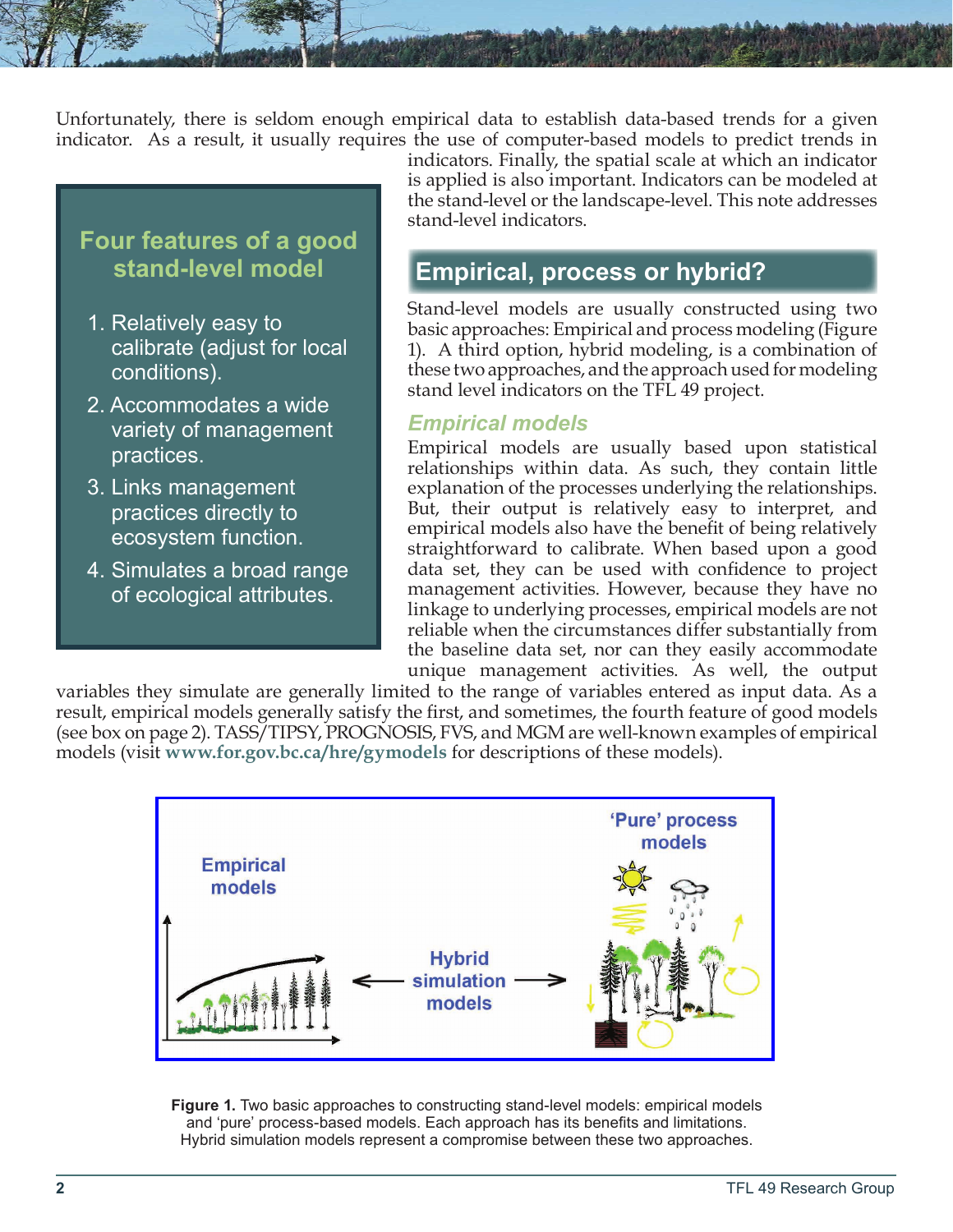Unfortunately, there is seldom enough empirical data to establish data-based trends for a given indicator. As a result, it usually requires the use of computer-based models to predict trends in indicators. Finally, the spatial scale at which an indicator is applied is also important. Indicators can be modeled at the stand-level or the landscape-level. This note addresses stand-level indicators.

> **Four features of a good stand-level model**
>
> 1. Relatively easy to calibrate (adjust for local conditions).
> 2. Accommodates a wide variety of management practices.
> 3. Links management practices directly to ecosystem function.
> 4. Simulates a broad range of ecological attributes.

## Empirical, process or hybrid?

Stand-level models are usually constructed using two basic approaches: Empirical and process modeling (Figure 1). A third option, hybrid modeling, is a combination of these two approaches, and the approach used for modeling stand level indicators on the TFL 49 project.

### *Empirical models*

Empirical models are usually based upon statistical relationships within data. As such, they contain little explanation of the processes underlying the relationships. But, their output is relatively easy to interpret, and empirical models also have the benefit of being relatively straightforward to calibrate. When based upon a good data set, they can be used with confidence to project management activities. However, because they have no linkage to underlying processes, empirical models are not reliable when the circumstances differ substantially from the baseline data set, nor can they easily accommodate unique management activities. As well, the output variables they simulate are generally limited to the range of variables entered as input data. As a result, empirical models generally satisfy the first, and sometimes, the fourth feature of good models (see box on page 2). TASS/TIPSY, PROGNOSIS, FVS, and MGM are well-known examples of empirical models (visit **www.for.gov.bc.ca/hre/gymodels** for descriptions of these models).

Empirical models ← Hybrid simulation models → 'Pure' process models

**Figure 1.** Two basic approaches to constructing stand-level models: empirical models and 'pure' process-based models. Each approach has its benefits and limitations. Hybrid simulation models represent a compromise between these two approaches.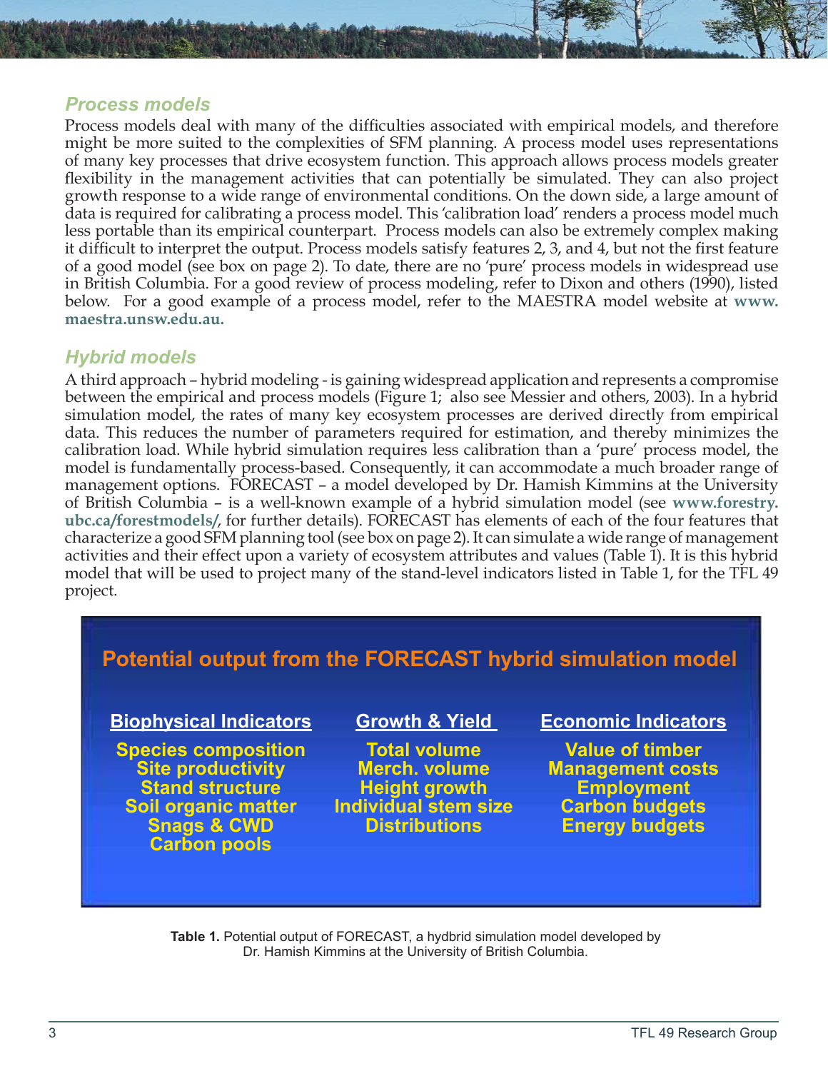## *Process models*

Process models deal with many of the difficulties associated with empirical models, and therefore might be more suited to the complexities of SFM planning. A process model uses representations of many key processes that drive ecosystem function. This approach allows process models greater flexibility in the management activities that can potentially be simulated. They can also project growth response to a wide range of environmental conditions. On the down side, a large amount of data is required for calibrating a process model. This 'calibration load' renders a process model much less portable than its empirical counterpart. Process models can also be extremely complex making it difficult to interpret the output. Process models satisfy features 2, 3, and 4, but not the first feature of a good model (see box on page 2). To date, there are no 'pure' process models in widespread use in British Columbia. For a good review of process modeling, refer to Dixon and others (1990), listed below. For a good example of a process model, refer to the MAESTRA model website at **www.maestra.unsw.edu.au.**

## *Hybrid models*

A third approach – hybrid modeling - is gaining widespread application and represents a compromise between the empirical and process models (Figure 1; also see Messier and others, 2003). In a hybrid simulation model, the rates of many key ecosystem processes are derived directly from empirical data. This reduces the number of parameters required for estimation, and thereby minimizes the calibration load. While hybrid simulation requires less calibration than a 'pure' process model, the model is fundamentally process-based. Consequently, it can accommodate a much broader range of management options. FORECAST – a model developed by Dr. Hamish Kimmins at the University of British Columbia – is a well-known example of a hybrid simulation model (see **www.forestry.ubc.ca/forestmodels/**, for further details). FORECAST has elements of each of the four features that characterize a good SFM planning tool (see box on page 2). It can simulate a wide range of management activities and their effect upon a variety of ecosystem attributes and values (Table 1). It is this hybrid model that will be used to project many of the stand-level indicators listed in Table 1, for the TFL 49 project.

**Potential output from the FORECAST hybrid simulation model**

| Biophysical Indicators | Growth & Yield | Economic Indicators |
|---|---|---|
| Species composition | Total volume | Value of timber |
| Site productivity | Merch. volume | Management costs |
| Stand structure | Height growth | Employment |
| Soil organic matter | Individual stem size | Carbon budgets |
| Snags & CWD | Distributions | Energy budgets |
| Carbon pools | | |

**Table 1.** Potential output of FORECAST, a hydbrid simulation model developed by Dr. Hamish Kimmins at the University of British Columbia.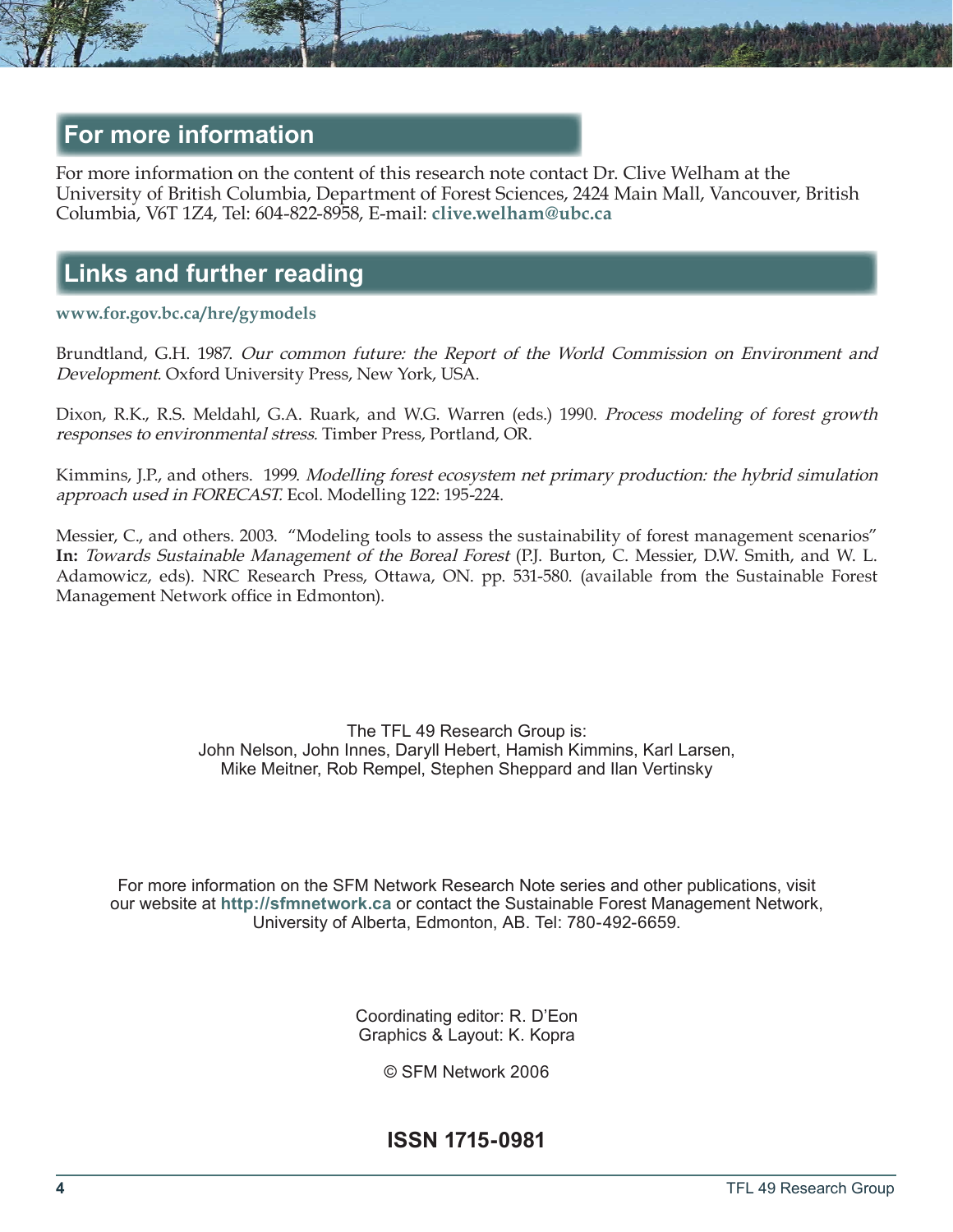## For more information

For more information on the content of this research note contact Dr. Clive Welham at the University of British Columbia, Department of Forest Sciences, 2424 Main Mall, Vancouver, British Columbia, V6T 1Z4, Tel: 604-822-8958, E-mail: **clive.welham@ubc.ca**

## Links and further reading

**www.for.gov.bc.ca/hre/gymodels**

Brundtland, G.H. 1987. *Our common future: the Report of the World Commission on Environment and Development*. Oxford University Press, New York, USA.

Dixon, R.K., R.S. Meldahl, G.A. Ruark, and W.G. Warren (eds.) 1990. *Process modeling of forest growth responses to environmental stress*. Timber Press, Portland, OR.

Kimmins, J.P., and others. 1999. *Modelling forest ecosystem net primary production: the hybrid simulation approach used in FORECAST.* Ecol. Modelling 122: 195-224.

Messier, C., and others. 2003. "Modeling tools to assess the sustainability of forest management scenarios" **In:** *Towards Sustainable Management of the Boreal Forest* (P.J. Burton, C. Messier, D.W. Smith, and W. L. Adamowicz, eds). NRC Research Press, Ottawa, ON. pp. 531-580. (available from the Sustainable Forest Management Network office in Edmonton).

The TFL 49 Research Group is:
John Nelson, John Innes, Daryll Hebert, Hamish Kimmins, Karl Larsen, Mike Meitner, Rob Rempel, Stephen Sheppard and Ilan Vertinsky

For more information on the SFM Network Research Note series and other publications, visit our website at **http://sfmnetwork.ca** or contact the Sustainable Forest Management Network, University of Alberta, Edmonton, AB. Tel: 780-492-6659.

Coordinating editor: R. D'Eon
Graphics & Layout: K. Kopra

© SFM Network 2006

**ISSN 1715-0981**